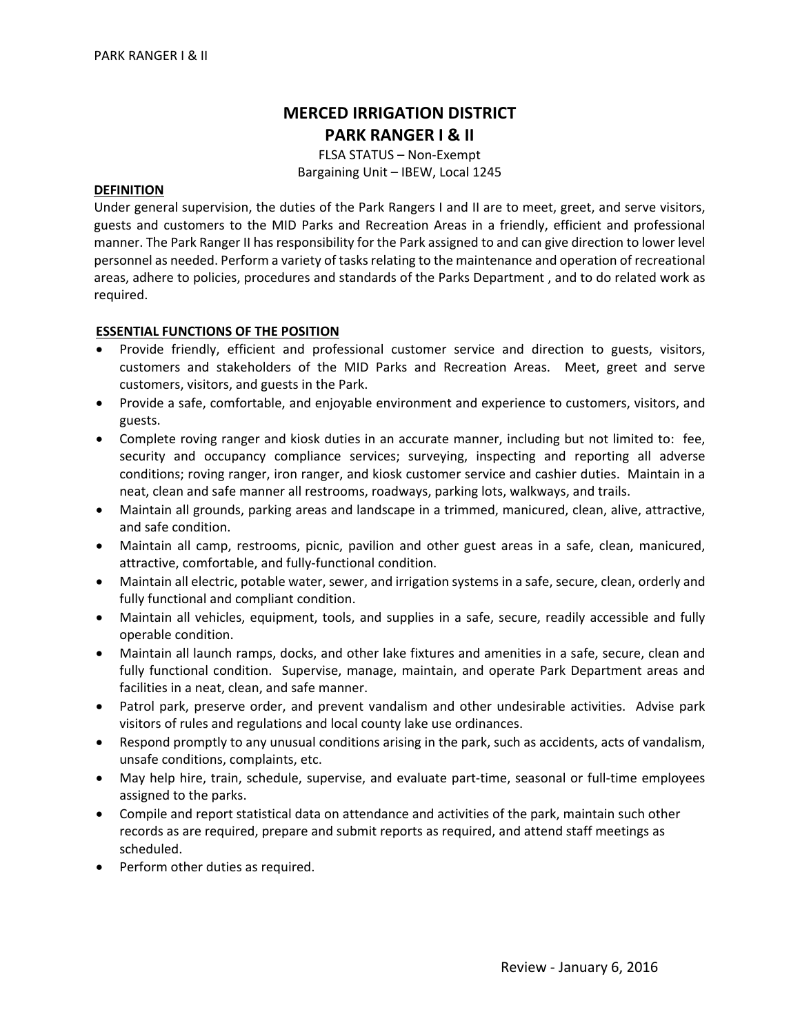# MERCED IRRIGATION DISTRICT
# PARK RANGER I & II

FLSA STATUS – Non-Exempt
Bargaining Unit – IBEW, Local 1245

## DEFINITION

Under general supervision, the duties of the Park Rangers I and II are to meet, greet, and serve visitors, guests and customers to the MID Parks and Recreation Areas in a friendly, efficient and professional manner. The Park Ranger II has responsibility for the Park assigned to and can give direction to lower level personnel as needed. Perform a variety of tasks relating to the maintenance and operation of recreational areas, adhere to policies, procedures and standards of the Parks Department , and to do related work as required.

## ESSENTIAL FUNCTIONS OF THE POSITION

- Provide friendly, efficient and professional customer service and direction to guests, visitors, customers and stakeholders of the MID Parks and Recreation Areas. Meet, greet and serve customers, visitors, and guests in the Park.
- Provide a safe, comfortable, and enjoyable environment and experience to customers, visitors, and guests.
- Complete roving ranger and kiosk duties in an accurate manner, including but not limited to: fee, security and occupancy compliance services; surveying, inspecting and reporting all adverse conditions; roving ranger, iron ranger, and kiosk customer service and cashier duties. Maintain in a neat, clean and safe manner all restrooms, roadways, parking lots, walkways, and trails.
- Maintain all grounds, parking areas and landscape in a trimmed, manicured, clean, alive, attractive, and safe condition.
- Maintain all camp, restrooms, picnic, pavilion and other guest areas in a safe, clean, manicured, attractive, comfortable, and fully-functional condition.
- Maintain all electric, potable water, sewer, and irrigation systems in a safe, secure, clean, orderly and fully functional and compliant condition.
- Maintain all vehicles, equipment, tools, and supplies in a safe, secure, readily accessible and fully operable condition.
- Maintain all launch ramps, docks, and other lake fixtures and amenities in a safe, secure, clean and fully functional condition. Supervise, manage, maintain, and operate Park Department areas and facilities in a neat, clean, and safe manner.
- Patrol park, preserve order, and prevent vandalism and other undesirable activities. Advise park visitors of rules and regulations and local county lake use ordinances.
- Respond promptly to any unusual conditions arising in the park, such as accidents, acts of vandalism, unsafe conditions, complaints, etc.
- May help hire, train, schedule, supervise, and evaluate part-time, seasonal or full-time employees assigned to the parks.
- Compile and report statistical data on attendance and activities of the park, maintain such other records as are required, prepare and submit reports as required, and attend staff meetings as scheduled.
- Perform other duties as required.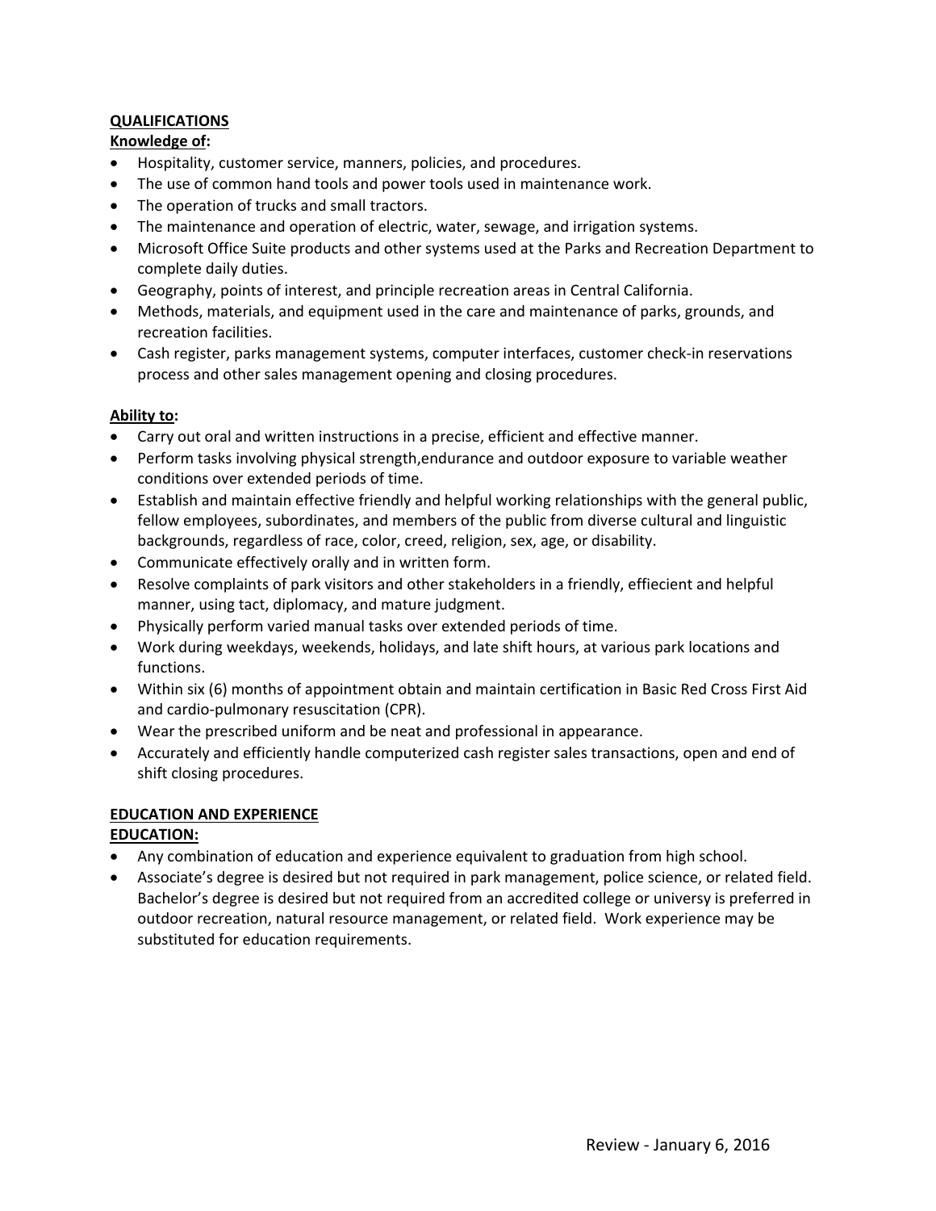## QUALIFICATIONS

### Knowledge of:

- Hospitality, customer service, manners, policies, and procedures.
- The use of common hand tools and power tools used in maintenance work.
- The operation of trucks and small tractors.
- The maintenance and operation of electric, water, sewage, and irrigation systems.
- Microsoft Office Suite products and other systems used at the Parks and Recreation Department to complete daily duties.
- Geography, points of interest, and principle recreation areas in Central California.
- Methods, materials, and equipment used in the care and maintenance of parks, grounds, and recreation facilities.
- Cash register, parks management systems, computer interfaces, customer check-in reservations process and other sales management opening and closing procedures.

### Ability to:

- Carry out oral and written instructions in a precise, efficient and effective manner.
- Perform tasks involving physical strength,endurance and outdoor exposure to variable weather conditions over extended periods of time.
- Establish and maintain effective friendly and helpful working relationships with the general public, fellow employees, subordinates, and members of the public from diverse cultural and linguistic backgrounds, regardless of race, color, creed, religion, sex, age, or disability.
- Communicate effectively orally and in written form.
- Resolve complaints of park visitors and other stakeholders in a friendly, effiecient and helpful manner, using tact, diplomacy, and mature judgment.
- Physically perform varied manual tasks over extended periods of time.
- Work during weekdays, weekends, holidays, and late shift hours, at various park locations and functions.
- Within six (6) months of appointment obtain and maintain certification in Basic Red Cross First Aid and cardio-pulmonary resuscitation (CPR).
- Wear the prescribed uniform and be neat and professional in appearance.
- Accurately and efficiently handle computerized cash register sales transactions, open and end of shift closing procedures.

## EDUCATION AND EXPERIENCE

### EDUCATION:

- Any combination of education and experience equivalent to graduation from high school.
- Associate's degree is desired but not required in park management, police science, or related field. Bachelor's degree is desired but not required from an accredited college or universy is preferred in outdoor recreation, natural resource management, or related field. Work experience may be substituted for education requirements.

Review - January 6, 2016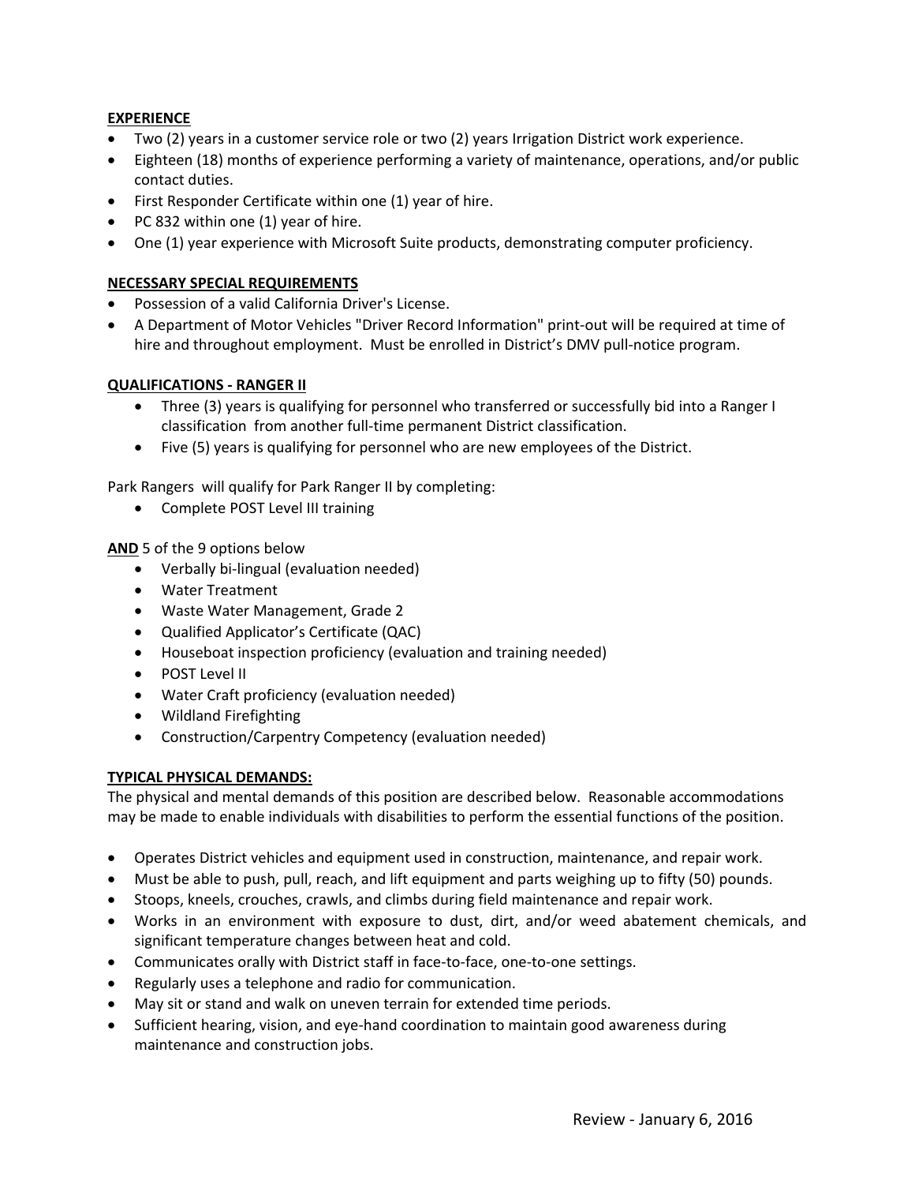**EXPERIENCE**

- Two (2) years in a customer service role or two (2) years Irrigation District work experience.
- Eighteen (18) months of experience performing a variety of maintenance, operations, and/or public contact duties.
- First Responder Certificate within one (1) year of hire.
- PC 832 within one (1) year of hire.
- One (1) year experience with Microsoft Suite products, demonstrating computer proficiency.

**NECESSARY SPECIAL REQUIREMENTS**

- Possession of a valid California Driver's License.
- A Department of Motor Vehicles "Driver Record Information" print-out will be required at time of hire and throughout employment. Must be enrolled in District's DMV pull-notice program.

**QUALIFICATIONS - RANGER II**

- Three (3) years is qualifying for personnel who transferred or successfully bid into a Ranger I classification from another full-time permanent District classification.
- Five (5) years is qualifying for personnel who are new employees of the District.

Park Rangers will qualify for Park Ranger II by completing:

- Complete POST Level III training

**AND** 5 of the 9 options below

- Verbally bi-lingual (evaluation needed)
- Water Treatment
- Waste Water Management, Grade 2
- Qualified Applicator's Certificate (QAC)
- Houseboat inspection proficiency (evaluation and training needed)
- POST Level II
- Water Craft proficiency (evaluation needed)
- Wildland Firefighting
- Construction/Carpentry Competency (evaluation needed)

**TYPICAL PHYSICAL DEMANDS:**

The physical and mental demands of this position are described below. Reasonable accommodations may be made to enable individuals with disabilities to perform the essential functions of the position.

- Operates District vehicles and equipment used in construction, maintenance, and repair work.
- Must be able to push, pull, reach, and lift equipment and parts weighing up to fifty (50) pounds.
- Stoops, kneels, crouches, crawls, and climbs during field maintenance and repair work.
- Works in an environment with exposure to dust, dirt, and/or weed abatement chemicals, and significant temperature changes between heat and cold.
- Communicates orally with District staff in face-to-face, one-to-one settings.
- Regularly uses a telephone and radio for communication.
- May sit or stand and walk on uneven terrain for extended time periods.
- Sufficient hearing, vision, and eye-hand coordination to maintain good awareness during maintenance and construction jobs.

Review - January 6, 2016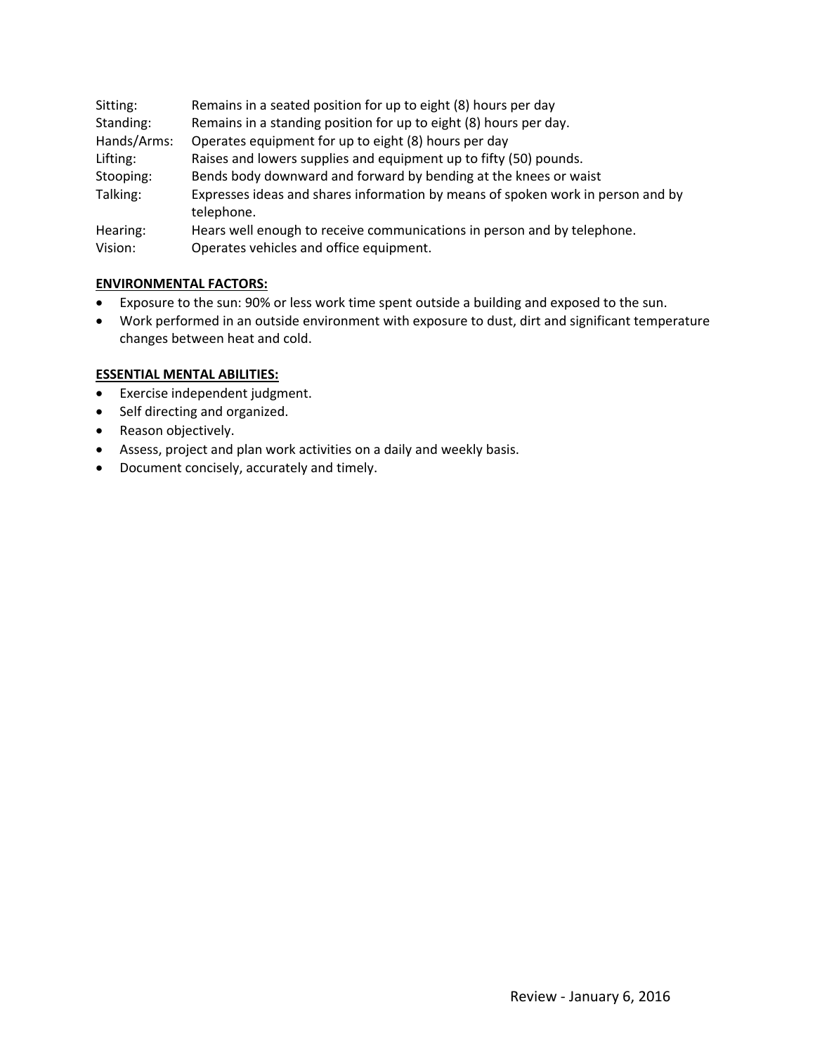| | |
|---|---|
| Sitting: | Remains in a seated position for up to eight (8) hours per day |
| Standing: | Remains in a standing position for up to eight (8) hours per day. |
| Hands/Arms: | Operates equipment for up to eight (8) hours per day |
| Lifting: | Raises and lowers supplies and equipment up to fifty (50) pounds. |
| Stooping: | Bends body downward and forward by bending at the knees or waist |
| Talking: | Expresses ideas and shares information by means of spoken work in person and by telephone. |
| Hearing: | Hears well enough to receive communications in person and by telephone. |
| Vision: | Operates vehicles and office equipment. |

**ENVIRONMENTAL FACTORS:**

- Exposure to the sun: 90% or less work time spent outside a building and exposed to the sun.
- Work performed in an outside environment with exposure to dust, dirt and significant temperature changes between heat and cold.

**ESSENTIAL MENTAL ABILITIES:**

- Exercise independent judgment.
- Self directing and organized.
- Reason objectively.
- Assess, project and plan work activities on a daily and weekly basis.
- Document concisely, accurately and timely.

Review - January 6, 2016